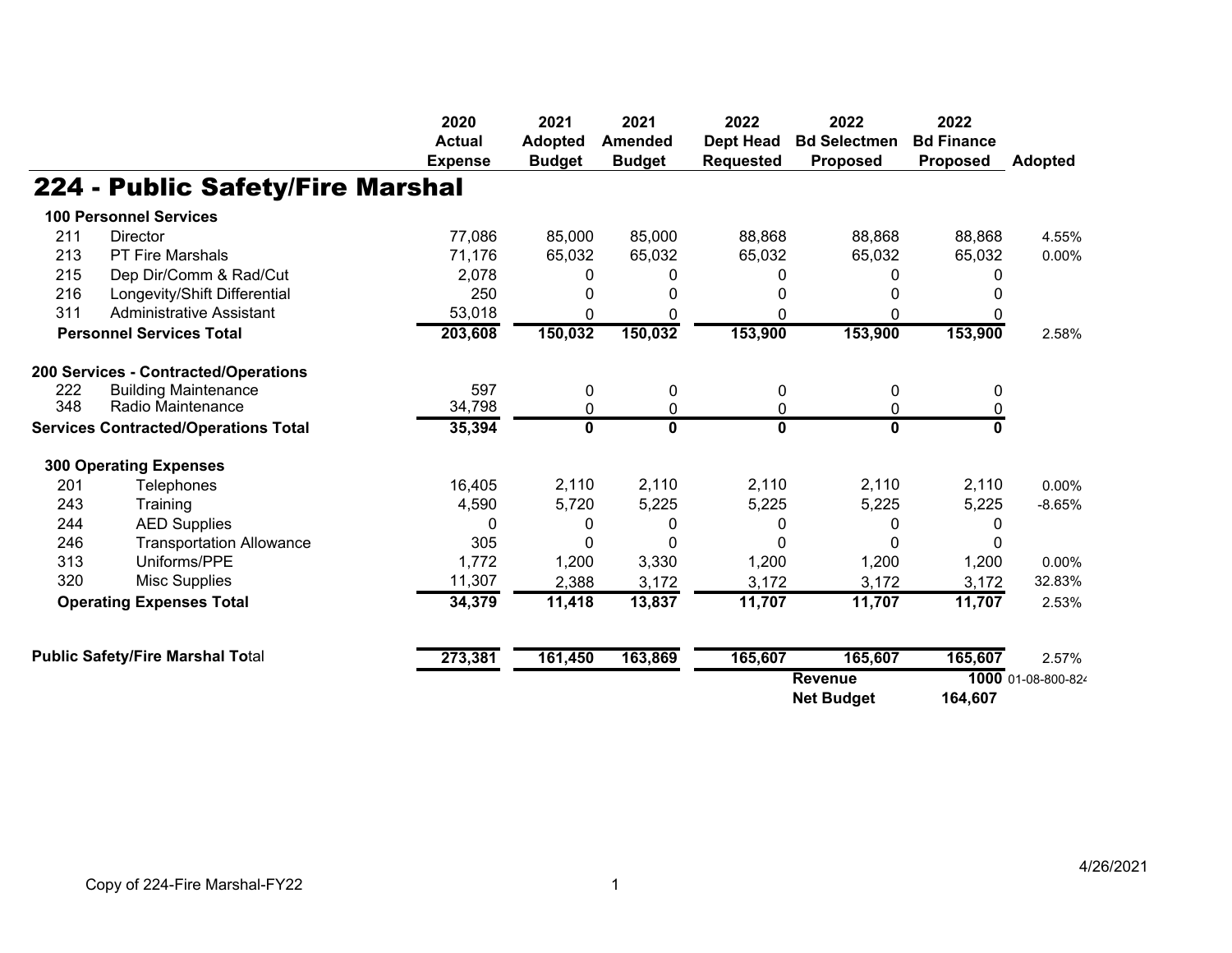# 224 - Public Safety/Fire Marshal

| | | 2020 Actual Expense | 2021 Adopted Budget | 2021 Amended Budget | 2022 Dept Head Requested | 2022 Bd Selectmen Proposed | 2022 Bd Finance Proposed | Adopted |
|---|---|---|---|---|---|---|---|---|
| **100 Personnel Services** | | | | | | | | |
| 211 | Director | 77,086 | 85,000 | 85,000 | 88,868 | 88,868 | 88,868 | 4.55% |
| 213 | PT Fire Marshals | 71,176 | 65,032 | 65,032 | 65,032 | 65,032 | 65,032 | 0.00% |
| 215 | Dep Dir/Comm & Rad/Cut | 2,078 | 0 | 0 | 0 | 0 | 0 | |
| 216 | Longevity/Shift Differential | 250 | 0 | 0 | 0 | 0 | 0 | |
| 311 | Administrative Assistant | 53,018 | 0 | 0 | 0 | 0 | 0 | |
| **Personnel Services Total** | | **203,608** | **150,032** | **150,032** | **153,900** | **153,900** | **153,900** | 2.58% |
| **200 Services - Contracted/Operations** | | | | | | | | |
| 222 | Building Maintenance | 597 | 0 | 0 | 0 | 0 | 0 | |
| 348 | Radio Maintenance | 34,798 | 0 | 0 | 0 | 0 | 0 | |
| **Services Contracted/Operations Total** | | **35,394** | **0** | **0** | **0** | **0** | **0** | |
| **300 Operating Expenses** | | | | | | | | |
| 201 | Telephones | 16,405 | 2,110 | 2,110 | 2,110 | 2,110 | 2,110 | 0.00% |
| 243 | Training | 4,590 | 5,720 | 5,225 | 5,225 | 5,225 | 5,225 | -8.65% |
| 244 | AED Supplies | 0 | 0 | 0 | 0 | 0 | 0 | |
| 246 | Transportation Allowance | 305 | 0 | 0 | 0 | 0 | 0 | |
| 313 | Uniforms/PPE | 1,772 | 1,200 | 3,330 | 1,200 | 1,200 | 1,200 | 0.00% |
| 320 | Misc Supplies | 11,307 | 2,388 | 3,172 | 3,172 | 3,172 | 3,172 | 32.83% |
| **Operating Expenses Total** | | **34,379** | **11,418** | **13,837** | **11,707** | **11,707** | **11,707** | 2.53% |
| **Public Safety/Fire Marshal Total** | | **273,381** | **161,450** | **163,869** | **165,607** | **165,607** | **165,607** | 2.57% |
| | | | | | | **Revenue** | **1000** | 01-08-800-824 |
| | | | | | | **Net Budget** | **164,607** | |

Copy of 224-Fire Marshal-FY22

4/26/2021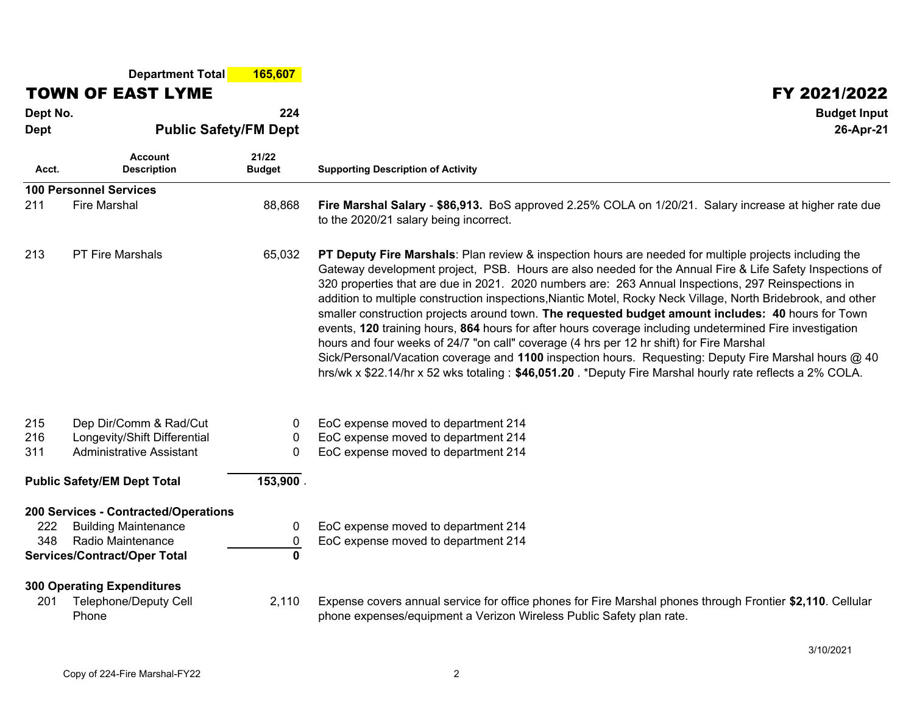**Department Total** **165,607**

# TOWN OF EAST LYME

# FY 2021/2022

**Dept No.** **224**
**Dept** **Public Safety/FM Dept**

**Budget Input**
**26-Apr-21**

| Acct. | Account Description | 21/22 Budget | Supporting Description of Activity |
|---|---|---|---|
| **100 Personnel Services** | | | |
| 211 | Fire Marshal | 88,868 | **Fire Marshal Salary** - **$86,913.** BoS approved 2.25% COLA on 1/20/21. Salary increase at higher rate due to the 2020/21 salary being incorrect. |
| 213 | PT Fire Marshals | 65,032 | **PT Deputy Fire Marshals**: Plan review & inspection hours are needed for multiple projects including the Gateway development project, PSB. Hours are also needed for the Annual Fire & Life Safety Inspections of 320 properties that are due in 2021. 2020 numbers are: 263 Annual Inspections, 297 Reinspections in addition to multiple construction inspections,Niantic Motel, Rocky Neck Village, North Bridebrook, and other smaller construction projects around town. **The requested budget amount includes: 40** hours for Town events, **120** training hours, **864** hours for after hours coverage including undetermined Fire investigation hours and four weeks of 24/7 "on call" coverage (4 hrs per 12 hr shift) for Fire Marshal Sick/Personal/Vacation coverage and **1100** inspection hours. Requesting: Deputy Fire Marshal hours @ 40 hrs/wk x $22.14/hr x 52 wks totaling : **$46,051.20** . *Deputy Fire Marshal hourly rate reflects a 2% COLA. |
| 215 | Dep Dir/Comm & Rad/Cut | 0 | EoC expense moved to department 214 |
| 216 | Longevity/Shift Differential | 0 | EoC expense moved to department 214 |
| 311 | Administrative Assistant | 0 | EoC expense moved to department 214 |
| **Public Safety/EM Dept Total** | | **153,900** | . |
| **200 Services - Contracted/Operations** | | | |
| 222 | Building Maintenance | 0 | EoC expense moved to department 214 |
| 348 | Radio Maintenance | 0 | EoC expense moved to department 214 |
| **Services/Contract/Oper Total** | | **0** | |
| **300 Operating Expenditures** | | | |
| 201 | Telephone/Deputy Cell Phone | 2,110 | Expense covers annual service for office phones for Fire Marshal phones through Frontier **$2,110**. Cellular phone expenses/equipment a Verizon Wireless Public Safety plan rate. |

3/10/2021

Copy of 224-Fire Marshal-FY22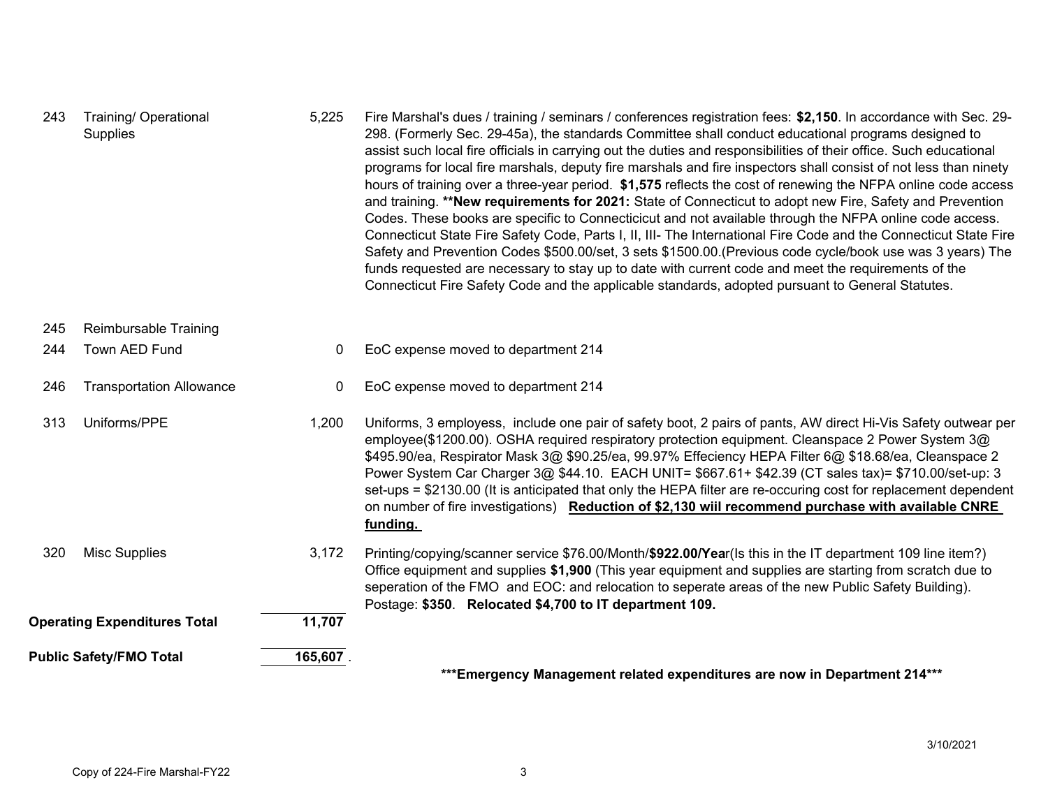| | | | |
|---|---|---|---|
| 243 | Training/ Operational Supplies | 5,225 | Fire Marshal's dues / training / seminars / conferences registration fees: **$2,150**. In accordance with Sec. 29-298. (Formerly Sec. 29-45a), the standards Committee shall conduct educational programs designed to assist such local fire officials in carrying out the duties and responsibilities of their office. Such educational programs for local fire marshals, deputy fire marshals and fire inspectors shall consist of not less than ninety hours of training over a three-year period. **$1,575** reflects the cost of renewing the NFPA online code access and training. **\*\*New requirements for 2021:** State of Connecticut to adopt new Fire, Safety and Prevention Codes. These books are specific to Connecticicut and not available through the NFPA online code access. Connecticut State Fire Safety Code, Parts I, II, III- The International Fire Code and the Connecticut State Fire Safety and Prevention Codes $500.00/set, 3 sets $1500.00.(Previous code cycle/book use was 3 years) The funds requested are necessary to stay up to date with current code and meet the requirements of the Connecticut Fire Safety Code and the applicable standards, adopted pursuant to General Statutes. |
| 245 | Reimbursable Training | | |
| 244 | Town AED Fund | 0 | EoC expense moved to department 214 |
| 246 | Transportation Allowance | 0 | EoC expense moved to department 214 |
| 313 | Uniforms/PPE | 1,200 | Uniforms, 3 employess, include one pair of safety boot, 2 pairs of pants, AW direct Hi-Vis Safety outwear per employee($1200.00). OSHA required respiratory protection equipment. Cleanspace 2 Power System 3@ $495.90/ea, Respirator Mask 3@ $90.25/ea, 99.97% Effeciency HEPA Filter 6@ $18.68/ea, Cleanspace 2 Power System Car Charger 3@ $44.10. EACH UNIT= $667.61+ $42.39 (CT sales tax)= $710.00/set-up: 3 set-ups = $2130.00 (It is anticipated that only the HEPA filter are re-occuring cost for replacement dependent on number of fire investigations) **Reduction of $2,130 wiil recommend purchase with available CNRE funding.** |
| 320 | Misc Supplies | 3,172 | Printing/copying/scanner service $76.00/Month/**$922.00/Year**(Is this in the IT department 109 line item?) Office equipment and supplies **$1,900** (This year equipment and supplies are starting from scratch due to seperation of the FMO and EOC: and relocation to seperate areas of the new Public Safety Building). Postage: **$350**. **Relocated $4,700 to IT department 109.** |
| **Operating Expenditures Total** | | **11,707** | |
| **Public Safety/FMO Total** | | **165,607** | |

**\*\*\*Emergency Management related expenditures are now in Department 214\*\*\***